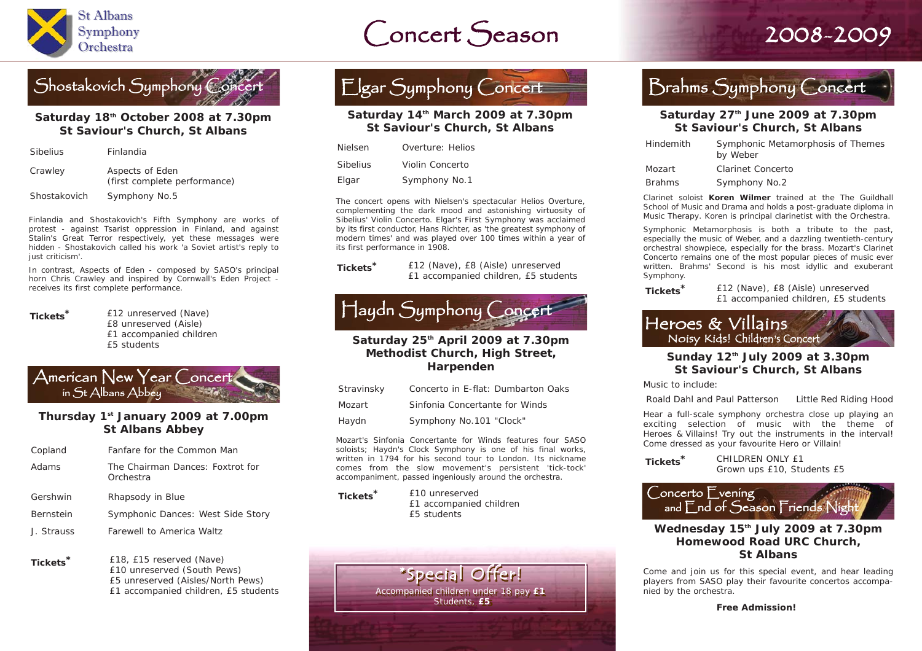St Albans Symphony Orchestra

# Concert Season 2008-2009

## Shostakovich Symphony Concert

**Saturday 18th October 2008 at 7.30pm**
**St Saviour's Church, St Albans**

| | |
|---|---|
| Sibelius | Finlandia |
| Crawley | Aspects of Eden (first complete performance) |
| Shostakovich | Symphony No.5 |

Finlandia and Shostakovich's Fifth Symphony are works of protest - against Tsarist oppression in Finland, and against Stalin's Great Terror respectively, yet these messages were hidden - Shostakovich called his work 'a Soviet artist's reply to just criticism'.

In contrast, Aspects of Eden - composed by SASO's principal horn Chris Crawley and inspired by Cornwall's Eden Project - receives its first complete performance.

**Tickets*** £12 unreserved (Nave)
£8 unreserved (Aisle)
£1 accompanied children
£5 students

## American New Year Concert in St Albans Abbey

**Thursday 1st January 2009 at 7.00pm**
**St Albans Abbey**

| | |
|---|---|
| Copland | Fanfare for the Common Man |
| Adams | The Chairman Dances: Foxtrot for Orchestra |
| Gershwin | Rhapsody in Blue |
| Bernstein | Symphonic Dances: West Side Story |
| J. Strauss | Farewell to America Waltz |

**Tickets*** £18, £15 reserved (Nave)
£10 unreserved (South Pews)
£5 unreserved (Aisles/North Pews)
£1 accompanied children, £5 students

## Elgar Symphony Concert

**Saturday 14th March 2009 at 7.30pm**
**St Saviour's Church, St Albans**

| | |
|---|---|
| Nielsen | Overture: Helios |
| Sibelius | Violin Concerto |
| Elgar | Symphony No.1 |

The concert opens with Nielsen's spectacular Helios Overture, complementing the dark mood and astonishing virtuosity of Sibelius' Violin Concerto. Elgar's First Symphony was acclaimed by its first conductor, Hans Richter, as 'the greatest symphony of modern times' and was played over 100 times within a year of its first performance in 1908.

**Tickets*** £12 (Nave), £8 (Aisle) unreserved
£1 accompanied children, £5 students

## Haydn Symphony Concert

**Saturday 25th April 2009 at 7.30pm**
**Methodist Church, High Street, Harpenden**

| | |
|---|---|
| Stravinsky | Concerto in E-flat: Dumbarton Oaks |
| Mozart | Sinfonia Concertante for Winds |
| Haydn | Symphony No.101 "Clock" |

Mozart's Sinfonia Concertante for Winds features four SASO soloists; Haydn's Clock Symphony is one of his final works, written in 1794 for his second tour to London. Its nickname comes from the slow movement's persistent 'tick-tock' accompaniment, passed ingeniously around the orchestra.

**Tickets*** £10 unreserved
£1 accompanied children
£5 students

**\*Special Offer!**
Accompanied children under 18 pay **£1**
Students, **£5**

## Brahms Symphony Concert

**Saturday 27th June 2009 at 7.30pm**
**St Saviour's Church, St Albans**

| | |
|---|---|
| Hindemith | Symphonic Metamorphosis of Themes by Weber |
| Mozart | Clarinet Concerto |
| Brahms | Symphony No.2 |

Clarinet soloist **Koren Wilmer** trained at the The Guildhall School of Music and Drama and holds a post-graduate diploma in Music Therapy. Koren is principal clarinetist with the Orchestra.

Symphonic Metamorphosis is both a tribute to the past, especially the music of Weber, and a dazzling twentieth-century orchestral showpiece, especially for the brass. Mozart's Clarinet Concerto remains one of the most popular pieces of music ever written. Brahms' Second is his most idyllic and exuberant Symphony.

**Tickets*** £12 (Nave), £8 (Aisle) unreserved
£1 accompanied children, £5 students

## Heroes & Villains
### Noisy Kids! Children's Concert

**Sunday 12th July 2009 at 3.30pm**
**St Saviour's Church, St Albans**

Music to include:

Roald Dahl and Paul Patterson    Little Red Riding Hood

Hear a full-scale symphony orchestra close up playing an exciting selection of music with the theme of Heroes & Villains! Try out the instruments in the interval! Come dressed as your favourite Hero or Villain!

**Tickets*** CHILDREN ONLY £1
Grown ups £10, Students £5

## Concerto Evening and End of Season Friends Night

**Wednesday 15th July 2009 at 7.30pm**
**Homewood Road URC Church, St Albans**

Come and join us for this special event, and hear leading players from SASO play their favourite concertos accompanied by the orchestra.

**Free Admission!**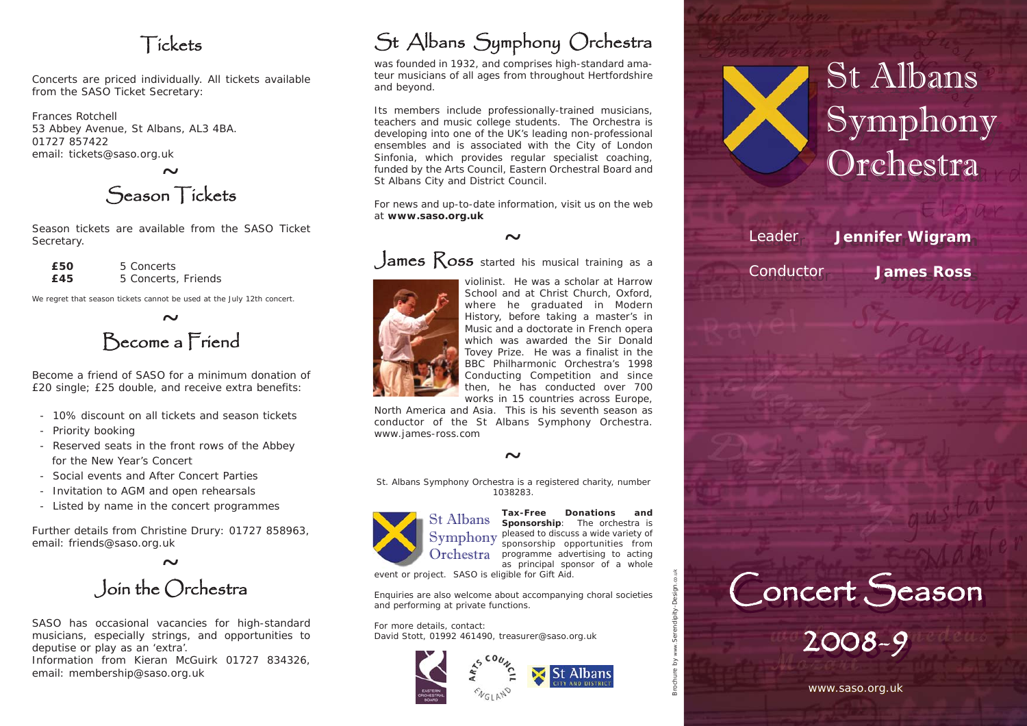## Tickets

Concerts are priced individually. All tickets available from the SASO Ticket Secretary:

Frances Rotchell
53 Abbey Avenue, St Albans, AL3 4BA.
01727 857422
email: tickets@saso.org.uk

~

## Season Tickets

Season tickets are available from the SASO Ticket Secretary.

| | |
|---|---|
| **£50** | 5 Concerts |
| **£45** | 5 Concerts, Friends |

We regret that season tickets cannot be used at the July 12th concert.

~

## Become a Friend

Become a friend of SASO for a minimum donation of £20 single; £25 double, and receive extra benefits:

- 10% discount on all tickets and season tickets
- Priority booking
- Reserved seats in the front rows of the Abbey for the New Year's Concert
- Social events and After Concert Parties
- Invitation to AGM and open rehearsals
- Listed by name in the concert programmes

Further details from Christine Drury: 01727 858963, email: friends@saso.org.uk

~

## Join the Orchestra

SASO has occasional vacancies for high-standard musicians, especially strings, and opportunities to deputise or play as an 'extra'.
Information from Kieran McGuirk 01727 834326, email: membership@saso.org.uk

## St Albans Symphony Orchestra

was founded in 1932, and comprises high-standard amateur musicians of all ages from throughout Hertfordshire and beyond.

Its members include professionally-trained musicians, teachers and music college students. The Orchestra is developing into one of the UK's leading non-professional ensembles and is associated with the City of London Sinfonia, which provides regular specialist coaching, funded by the Arts Council, Eastern Orchestral Board and St Albans City and District Council.

For news and up-to-date information, visit us on the web at **www.saso.org.uk**

~

**James Ross** started his musical training as a violinist. He was a scholar at Harrow School and at Christ Church, Oxford, where he graduated in Modern History, before taking a master's in Music and a doctorate in French opera which was awarded the Sir Donald Tovey Prize. He was a finalist in the BBC Philharmonic Orchestra's 1998 Conducting Competition and since then, he has conducted over 700 works in 15 countries across Europe, North America and Asia. This is his seventh season as conductor of the St Albans Symphony Orchestra. www.james-ross.com

~

St. Albans Symphony Orchestra is a registered charity, number 1038283.

**Tax-Free Donations and Sponsorship**: The orchestra is pleased to discuss a wide variety of sponsorship opportunities from programme advertising to acting as principal sponsor of a whole event or project. SASO is eligible for Gift Aid.

Enquiries are also welcome about accompanying choral societies and performing at private functions.

For more details, contact:
David Stott, 01992 461490, treasurer@saso.org.uk

Eastern Orchestral Board

Arts Council England

St Albans City and District

Brochure by www.Serendipity-Design.co.uk

# St Albans Symphony Orchestra

Leader **Jennifer Wigram**

Conductor **James Ross**

# Concert Season 2008-9

www.saso.org.uk